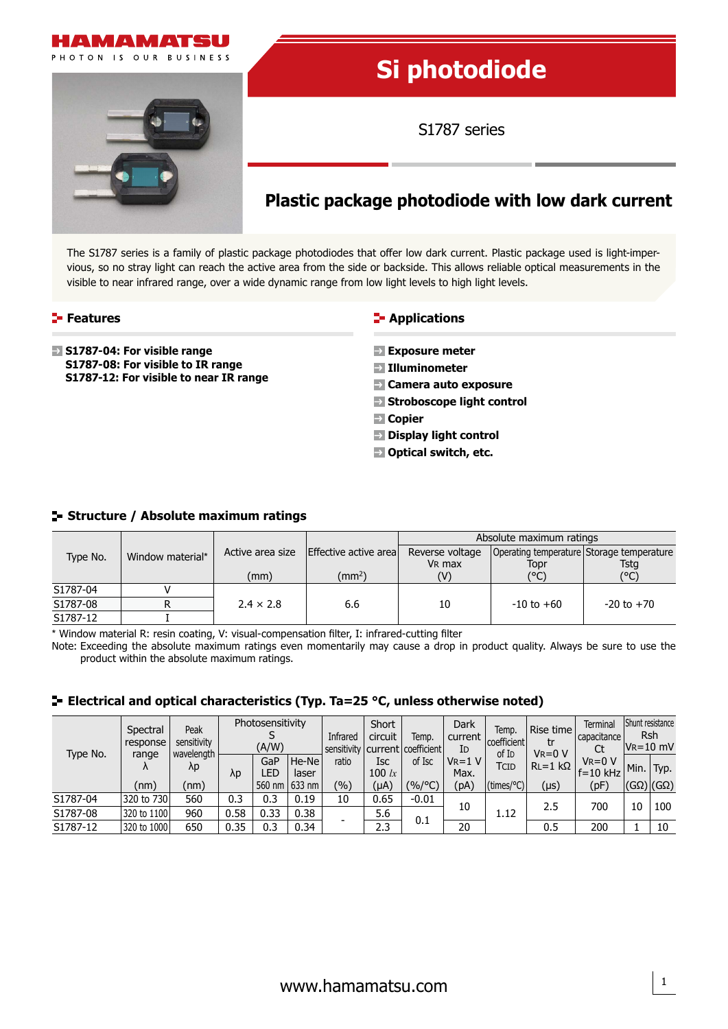HAMAMATSU

PHOTON IS OUR BUSINESS

# Si photodiode

S1787 series

## Plastic package photodiode with low dark current

The S1787 series is a family of plastic package photodiodes that offer low dark current. Plastic package used is light-impervious, so no stray light can reach the active area from the side or backside. This allows reliable optical measurements in the visible to near infrared range, over a wide dynamic range from low light levels to high light levels.

### Features

- **S1787-04: For visible range**
  **S1787-08: For visible to IR range**
  **S1787-12: For visible to near IR range**

### Applications

- **Exposure meter**
- **Illuminometer**
- **Camera auto exposure**
- **Stroboscope light control**
- **Copier**
- **Display light control**
- **Optical switch, etc.**

### Structure / Absolute maximum ratings

| Type No. | Window material* | Active area size (mm) | Effective active area (mm²) | Absolute maximum ratings | | |
|---|---|---|---|---|---|---|
| | | | | Reverse voltage VR max (V) | Operating temperature Topr (°C) | Storage temperature Tstg (°C) |
| S1787-04 | V | 2.4 × 2.8 | 6.6 | 10 | -10 to +60 | -20 to +70 |
| S1787-08 | R | | | | | |
| S1787-12 | I | | | | | |

\* Window material R: resin coating, V: visual-compensation filter, I: infrared-cutting filter

Note: Exceeding the absolute maximum ratings even momentarily may cause a drop in product quality. Always be sure to use the product within the absolute maximum ratings.

### Electrical and optical characteristics (Typ. Ta=25 °C, unless otherwise noted)

| Type No. | Spectral response range λ (nm) | Peak sensitivity wavelength λp (nm) | Photosensitivity S (A/W) | | | Infrared sensitivity ratio (%) | Short circuit current Isc 100 lx (μA) | Temp. coefficient of Isc (%/°C) | Dark current ID VR=1 V Max. (pA) | Temp. coefficient of ID TCID (times/°C) | Rise time tr VR=0 V RL=1 kΩ (μs) | Terminal capacitance Ct VR=0 V f=10 kHz (pF) | Shunt resistance Rsh VR=10 mV | |
|---|---|---|---|---|---|---|---|---|---|---|---|---|---|---|
| | | | λp | GaP LED 560 nm | He-Ne laser 633 nm | | | | | | | | Min. (GΩ) | Typ. (GΩ) |
| S1787-04 | 320 to 730 | 560 | 0.3 | 0.3 | 0.19 | 10 | 0.65 | -0.01 | 10 | 1.12 | 2.5 | 700 | 10 | 100 |
| S1787-08 | 320 to 1100 | 960 | 0.58 | 0.33 | 0.38 | - | 5.6 | 0.1 | | | | | | |
| S1787-12 | 320 to 1000 | 650 | 0.35 | 0.3 | 0.34 | | 2.3 | | 20 | | 0.5 | 200 | 1 | 10 |

www.hamamatsu.com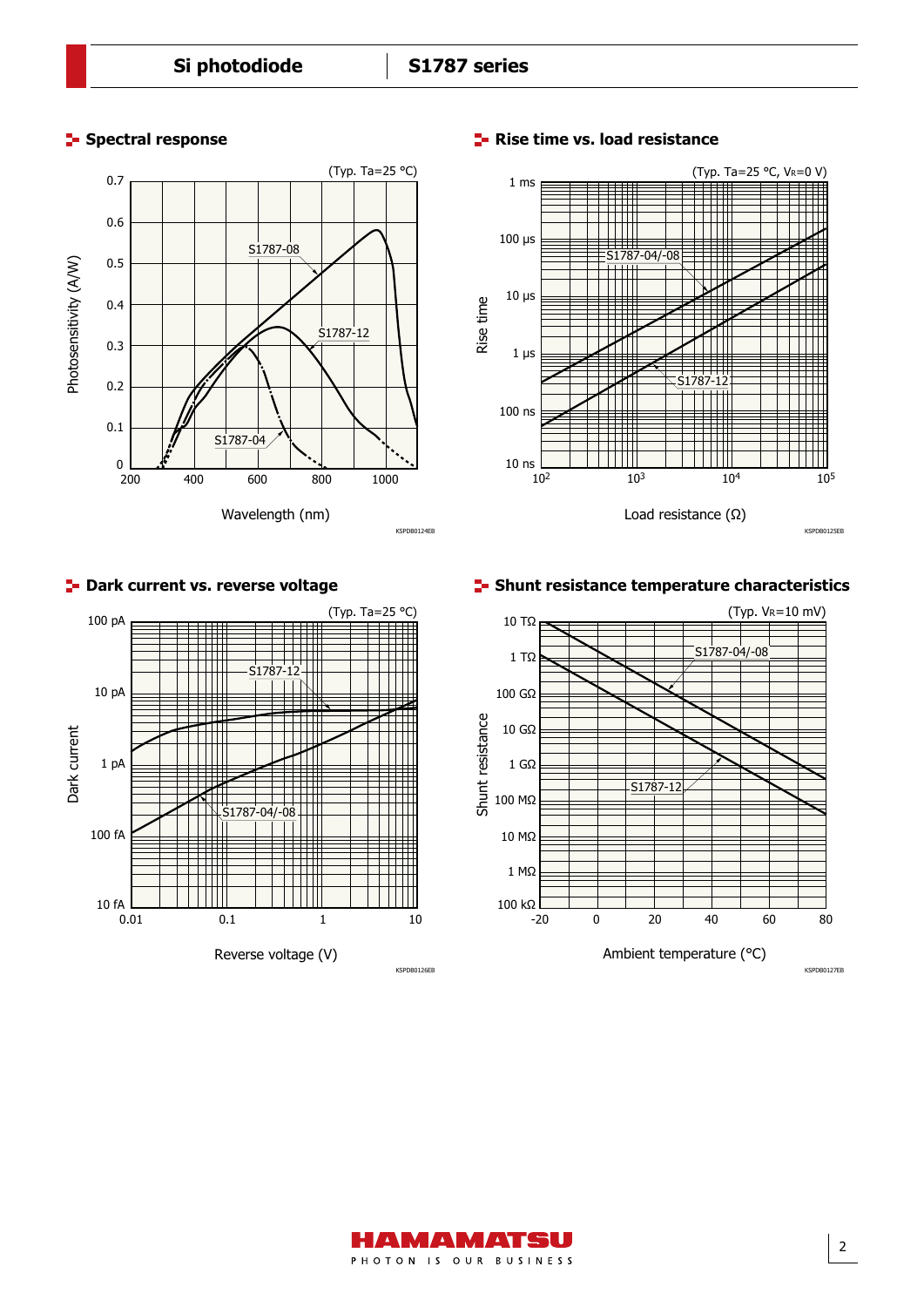## Spectral response

(Typ. Ta=25 °C)

Photosensitivity (A/W) vs. Wavelength (nm)

S1787-08, S1787-12, S1787-04

KSPDB0124EB

## Rise time vs. load resistance

(Typ. Ta=25 °C, $V_R$=0 V)

Rise time vs. Load resistance (Ω)

S1787-04/-08, S1787-12

KSPDB0125EB

## Dark current vs. reverse voltage

(Typ. Ta=25 °C)

Dark current vs. Reverse voltage (V)

S1787-12, S1787-04/-08

KSPDB0126EB

## Shunt resistance temperature characteristics

(Typ. $V_R$=10 mV)

Shunt resistance vs. Ambient temperature (°C)

S1787-04/-08, S1787-12

KSPDB0127EB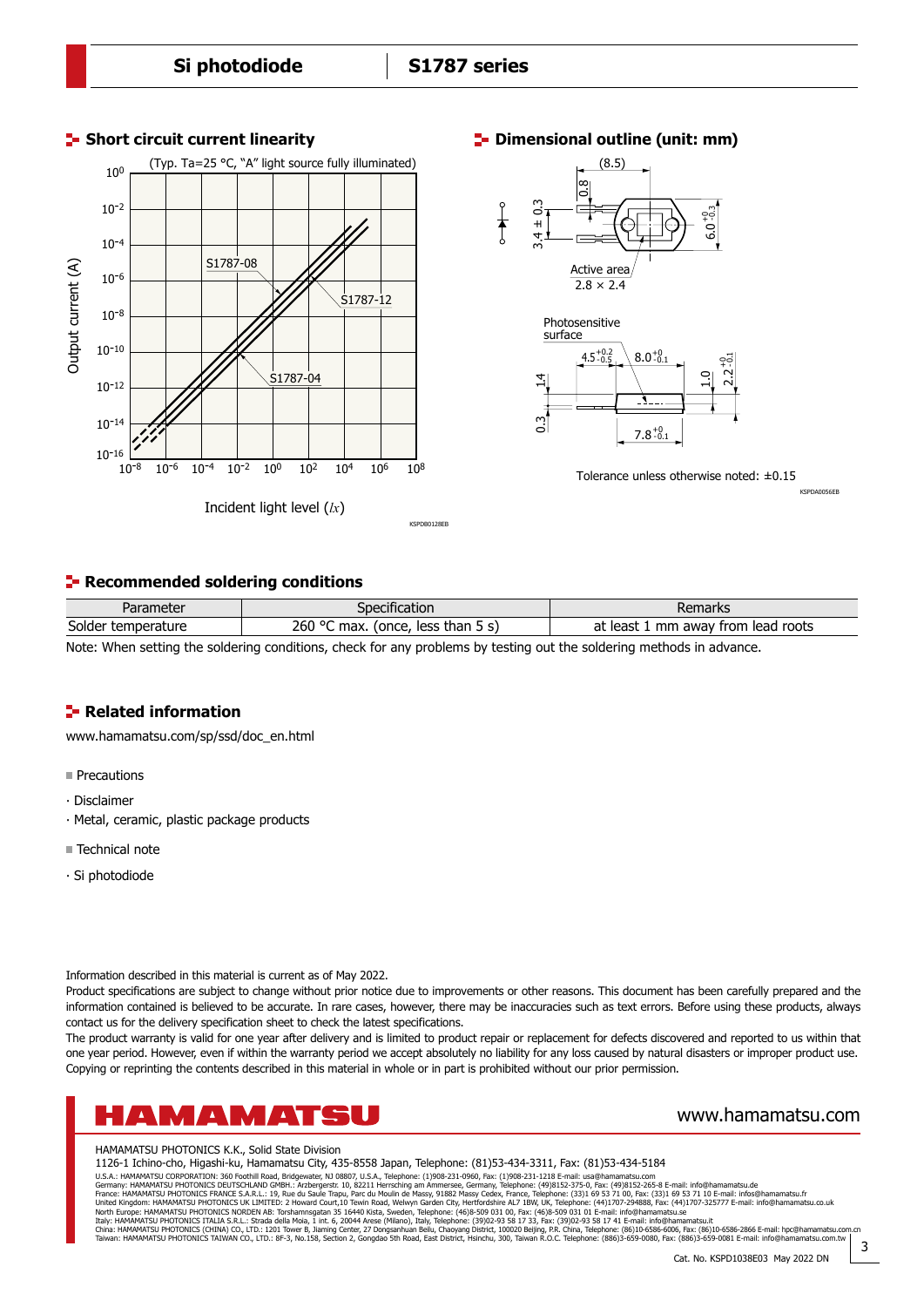## Short circuit current linearity

(Typ. Ta=25 °C, "A" light source fully illuminated)

Output current (A)

$10^{0}$, $10^{-2}$, $10^{-4}$, $10^{-6}$, $10^{-8}$, $10^{-10}$, $10^{-12}$, $10^{-14}$, $10^{-16}$

S1787-08

S1787-12

S1787-04

$10^{-8}$, $10^{-6}$, $10^{-4}$, $10^{-2}$, $10^{0}$, $10^{2}$, $10^{4}$, $10^{6}$, $10^{8}$

Incident light level (*lx*)

KSPDB0128EB

## Dimensional outline (unit: mm)

(8.5)

0.8

3.4 ± 0.3

$6.0^{+0}_{-0.3}$

Active area

2.8 × 2.4

Photosensitive surface

$4.5^{+0.2}_{-0.5}$

$8.0^{+0}_{-0.1}$

1.4

0.3

1.0

$2.2^{+0}_{-0.1}$

$7.8^{+0}_{-0.1}$

Tolerance unless otherwise noted: ±0.15

KSPDA0056EB

## Recommended soldering conditions

| Parameter | Specification | Remarks |
|---|---|---|
| Solder temperature | 260 °C max. (once, less than 5 s) | at least 1 mm away from lead roots |

Note: When setting the soldering conditions, check for any problems by testing out the soldering methods in advance.

## Related information

www.hamamatsu.com/sp/ssd/doc_en.html

- Precautions
  - Disclaimer
  - Metal, ceramic, plastic package products
- Technical note
  - Si photodiode

Information described in this material is current as of May 2022.

Product specifications are subject to change without prior notice due to improvements or other reasons. This document has been carefully prepared and the information contained is believed to be accurate. In rare cases, however, there may be inaccuracies such as text errors. Before using these products, always contact us for the delivery specification sheet to check the latest specifications.

The product warranty is valid for one year after delivery and is limited to product repair or replacement for defects discovered and reported to us within that one year period. However, even if within the warranty period we accept absolutely no liability for any loss caused by natural disasters or improper product use. Copying or reprinting the contents described in this material in whole or in part is prohibited without our prior permission.

**HAMAMATSU**

www.hamamatsu.com

HAMAMATSU PHOTONICS K.K., Solid State Division

1126-1 Ichino-cho, Higashi-ku, Hamamatsu City, 435-8558 Japan, Telephone: (81)53-434-3311, Fax: (81)53-434-5184

U.S.A.: HAMAMATSU CORPORATION: 360 Foothill Road, Bridgewater, NJ 08807, U.S.A., Telephone: (1)908-231-0960, Fax: (1)908-231-1218 E-mail: usa@hamamatsu.com
Germany: HAMAMATSU PHOTONICS DEUTSCHLAND GMBH.: Arzbergerstr. 10, 82211 Herrsching am Ammersee, Germany, Telephone: (49)8152-375-0, Fax: (49)8152-265-8 E-mail: info@hamamatsu.de
France: HAMAMATSU PHOTONICS FRANCE S.A.R.L.: 19, Rue du Saule Trapu, Parc du Moulin de Massy, 91882 Massy Cedex, France, Telephone: (33)1 69 53 71 00, Fax: (33)1 69 53 71 10 E-mail: infos@hamamatsu.fr
United Kingdom: HAMAMATSU PHOTONICS UK LIMITED: 2 Howard Court,10 Tewin Road, Welwyn Garden City, Hertfordshire AL7 1BW, UK, Telephone: (44)1707-294888, Fax: (44)1707-325777 E-mail: info@hamamatsu.co.uk
North Europe: HAMAMATSU PHOTONICS NORDEN AB: Torshamnsgatan 35 16440 Kista, Sweden, Telephone: (46)8-509 031 00, Fax: (46)8-509 031 01 E-mail: info@hamamatsu.se
Italy: HAMAMATSU PHOTONICS ITALIA S.R.L.: Strada della Moia, 1 int. 6, 20044 Arese (Milano), Italy, Telephone: (39)02-93 58 17 33, Fax: (39)02-93 58 17 41 E-mail: info@hamamatsu.it
China: HAMAMATSU PHOTONICS (CHINA) CO., LTD.: 1201 Tower B, Jiaming Center, 27 Dongsanhuan Beilu, Chaoyang District, 100020 Beijing, P.R. China, Telephone: (86)10-6586-6006, Fax: (86)10-6586-2866 E-mail: hpc@hamamatsu.com.cn
Taiwan: HAMAMATSU PHOTONICS TAIWAN CO., LTD.: 8F-3, No.158, Section 2, Gongdao 5th Road, East District, Hsinchu, 300, Taiwan R.O.C. Telephone: (886)3-659-0080, Fax: (886)3-659-0081 E-mail: info@hamamatsu.com.tw

Cat. No. KSPD1038E03 May 2022 DN